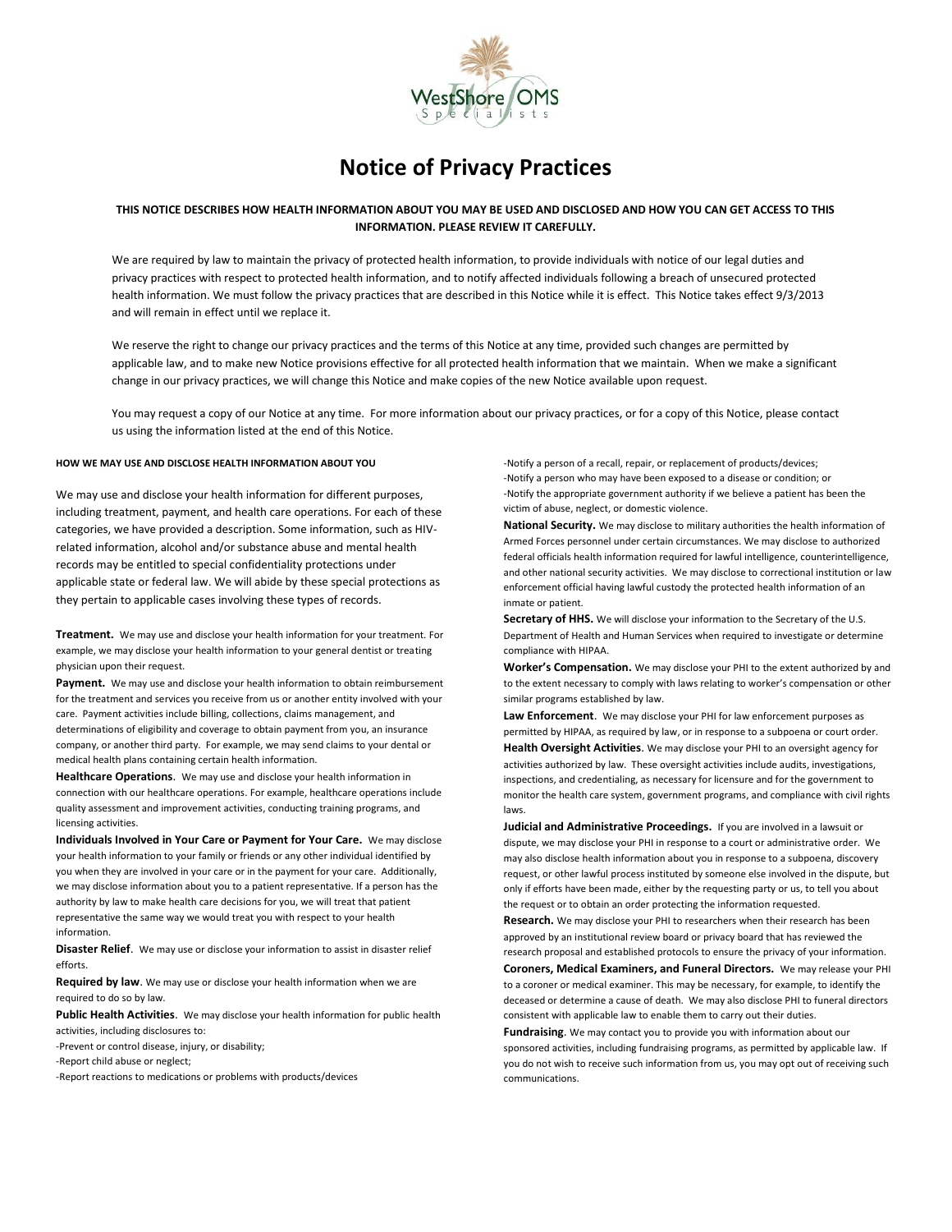# Notice of Privacy Practices

**THIS NOTICE DESCRIBES HOW HEALTH INFORMATION ABOUT YOU MAY BE USED AND DISCLOSED AND HOW YOU CAN GET ACCESS TO THIS INFORMATION. PLEASE REVIEW IT CAREFULLY.**

We are required by law to maintain the privacy of protected health information, to provide individuals with notice of our legal duties and privacy practices with respect to protected health information, and to notify affected individuals following a breach of unsecured protected health information. We must follow the privacy practices that are described in this Notice while it is effect. This Notice takes effect 9/3/2013 and will remain in effect until we replace it.

We reserve the right to change our privacy practices and the terms of this Notice at any time, provided such changes are permitted by applicable law, and to make new Notice provisions effective for all protected health information that we maintain. When we make a significant change in our privacy practices, we will change this Notice and make copies of the new Notice available upon request.

You may request a copy of our Notice at any time. For more information about our privacy practices, or for a copy of this Notice, please contact us using the information listed at the end of this Notice.

#### HOW WE MAY USE AND DISCLOSE HEALTH INFORMATION ABOUT YOU

We may use and disclose your health information for different purposes, including treatment, payment, and health care operations. For each of these categories, we have provided a description. Some information, such as HIV-related information, alcohol and/or substance abuse and mental health records may be entitled to special confidentiality protections under applicable state or federal law. We will abide by these special protections as they pertain to applicable cases involving these types of records.

**Treatment.** We may use and disclose your health information for your treatment. For example, we may disclose your health information to your general dentist or treating physician upon their request.

**Payment.** We may use and disclose your health information to obtain reimbursement for the treatment and services you receive from us or another entity involved with your care. Payment activities include billing, collections, claims management, and determinations of eligibility and coverage to obtain payment from you, an insurance company, or another third party. For example, we may send claims to your dental or medical health plans containing certain health information.

**Healthcare Operations**. We may use and disclose your health information in connection with our healthcare operations. For example, healthcare operations include quality assessment and improvement activities, conducting training programs, and licensing activities.

**Individuals Involved in Your Care or Payment for Your Care.** We may disclose your health information to your family or friends or any other individual identified by you when they are involved in your care or in the payment for your care. Additionally, we may disclose information about you to a patient representative. If a person has the authority by law to make health care decisions for you, we will treat that patient representative the same way we would treat you with respect to your health information.

**Disaster Relief**. We may use or disclose your information to assist in disaster relief efforts.

**Required by law**. We may use or disclose your health information when we are required to do so by law.

**Public Health Activities**. We may disclose your health information for public health activities, including disclosures to:

-Prevent or control disease, injury, or disability;
-Report child abuse or neglect;
-Report reactions to medications or problems with products/devices
-Notify a person of a recall, repair, or replacement of products/devices;
-Notify a person who may have been exposed to a disease or condition; or
-Notify the appropriate government authority if we believe a patient has been the victim of abuse, neglect, or domestic violence.

**National Security.** We may disclose to military authorities the health information of Armed Forces personnel under certain circumstances. We may disclose to authorized federal officials health information required for lawful intelligence, counterintelligence, and other national security activities. We may disclose to correctional institution or law enforcement official having lawful custody the protected health information of an inmate or patient.

**Secretary of HHS.** We will disclose your information to the Secretary of the U.S. Department of Health and Human Services when required to investigate or determine compliance with HIPAA.

**Worker's Compensation.** We may disclose your PHI to the extent authorized by and to the extent necessary to comply with laws relating to worker's compensation or other similar programs established by law.

**Law Enforcement**. We may disclose your PHI for law enforcement purposes as permitted by HIPAA, as required by law, or in response to a subpoena or court order.

**Health Oversight Activities**. We may disclose your PHI to an oversight agency for activities authorized by law. These oversight activities include audits, investigations, inspections, and credentialing, as necessary for licensure and for the government to monitor the health care system, government programs, and compliance with civil rights laws.

**Judicial and Administrative Proceedings.** If you are involved in a lawsuit or dispute, we may disclose your PHI in response to a court or administrative order. We may also disclose health information about you in response to a subpoena, discovery request, or other lawful process instituted by someone else involved in the dispute, but only if efforts have been made, either by the requesting party or us, to tell you about the request or to obtain an order protecting the information requested.

**Research.** We may disclose your PHI to researchers when their research has been approved by an institutional review board or privacy board that has reviewed the research proposal and established protocols to ensure the privacy of your information.

**Coroners, Medical Examiners, and Funeral Directors.** We may release your PHI to a coroner or medical examiner. This may be necessary, for example, to identify the deceased or determine a cause of death. We may also disclose PHI to funeral directors consistent with applicable law to enable them to carry out their duties.

**Fundraising**. We may contact you to provide you with information about our sponsored activities, including fundraising programs, as permitted by applicable law. If you do not wish to receive such information from us, you may opt out of receiving such communications.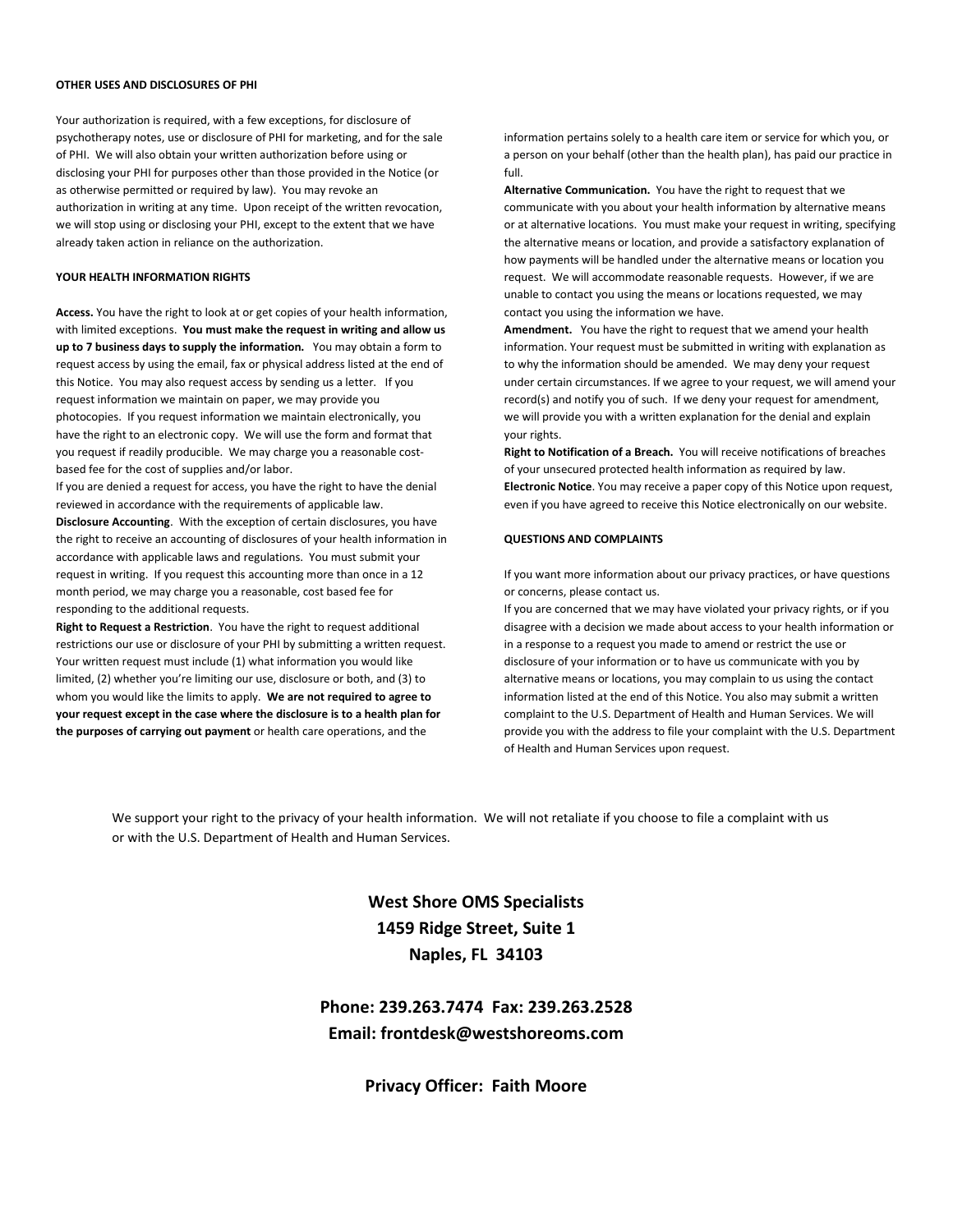## OTHER USES AND DISCLOSURES OF PHI

Your authorization is required, with a few exceptions, for disclosure of psychotherapy notes, use or disclosure of PHI for marketing, and for the sale of PHI. We will also obtain your written authorization before using or disclosing your PHI for purposes other than those provided in the Notice (or as otherwise permitted or required by law). You may revoke an authorization in writing at any time. Upon receipt of the written revocation, we will stop using or disclosing your PHI, except to the extent that we have already taken action in reliance on the authorization.

## YOUR HEALTH INFORMATION RIGHTS

**Access.** You have the right to look at or get copies of your health information, with limited exceptions. **You must make the request in writing and allow us up to 7 business days to supply the information.** You may obtain a form to request access by using the email, fax or physical address listed at the end of this Notice. You may also request access by sending us a letter. If you request information we maintain on paper, we may provide you photocopies. If you request information we maintain electronically, you have the right to an electronic copy. We will use the form and format that you request if readily producible. We may charge you a reasonable cost-based fee for the cost of supplies and/or labor.

If you are denied a request for access, you have the right to have the denial reviewed in accordance with the requirements of applicable law.

**Disclosure Accounting**. With the exception of certain disclosures, you have the right to receive an accounting of disclosures of your health information in accordance with applicable laws and regulations. You must submit your request in writing. If you request this accounting more than once in a 12 month period, we may charge you a reasonable, cost based fee for responding to the additional requests.

**Right to Request a Restriction**. You have the right to request additional restrictions our use or disclosure of your PHI by submitting a written request. Your written request must include (1) what information you would like limited, (2) whether you're limiting our use, disclosure or both, and (3) to whom you would like the limits to apply. **We are not required to agree to your request except in the case where the disclosure is to a health plan for the purposes of carrying out payment** or health care operations, and the information pertains solely to a health care item or service for which you, or a person on your behalf (other than the health plan), has paid our practice in full.

**Alternative Communication.** You have the right to request that we communicate with you about your health information by alternative means or at alternative locations. You must make your request in writing, specifying the alternative means or location, and provide a satisfactory explanation of how payments will be handled under the alternative means or location you request. We will accommodate reasonable requests. However, if we are unable to contact you using the means or locations requested, we may contact you using the information we have.

**Amendment.** You have the right to request that we amend your health information. Your request must be submitted in writing with explanation as to why the information should be amended. We may deny your request under certain circumstances. If we agree to your request, we will amend your record(s) and notify you of such. If we deny your request for amendment, we will provide you with a written explanation for the denial and explain your rights.

**Right to Notification of a Breach.** You will receive notifications of breaches of your unsecured protected health information as required by law.

**Electronic Notice**. You may receive a paper copy of this Notice upon request, even if you have agreed to receive this Notice electronically on our website.

## QUESTIONS AND COMPLAINTS

If you want more information about our privacy practices, or have questions or concerns, please contact us.

If you are concerned that we may have violated your privacy rights, or if you disagree with a decision we made about access to your health information or in a response to a request you made to amend or restrict the use or disclosure of your information or to have us communicate with you by alternative means or locations, you may complain to us using the contact information listed at the end of this Notice. You also may submit a written complaint to the U.S. Department of Health and Human Services. We will provide you with the address to file your complaint with the U.S. Department of Health and Human Services upon request.

We support your right to the privacy of your health information. We will not retaliate if you choose to file a complaint with us or with the U.S. Department of Health and Human Services.

**West Shore OMS Specialists**
**1459 Ridge Street, Suite 1**
**Naples, FL 34103**

**Phone: 239.263.7474 Fax: 239.263.2528**
**Email: frontdesk@westshoreoms.com**

**Privacy Officer: Faith Moore**